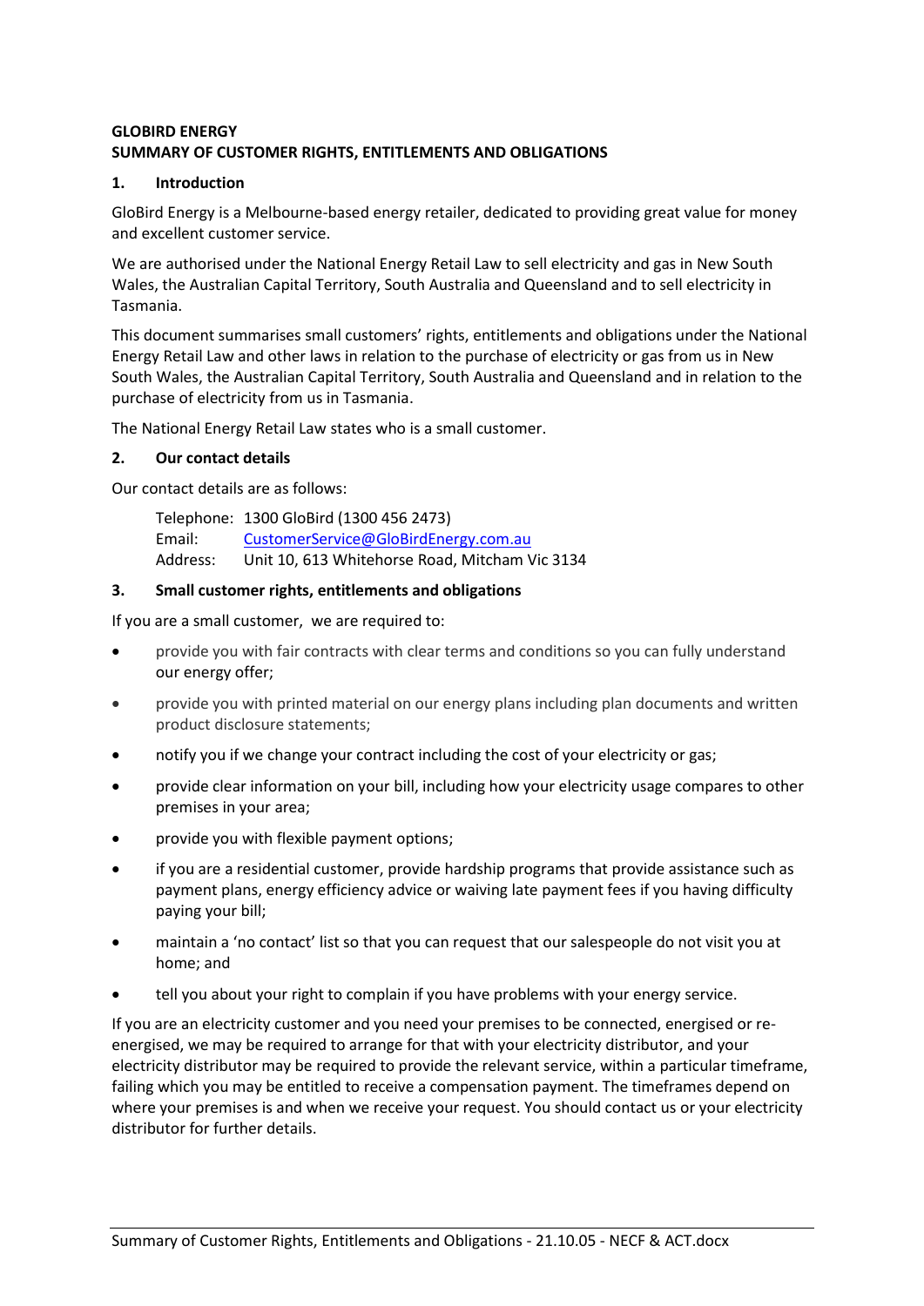**GLOBIRD ENERGY**
**SUMMARY OF CUSTOMER RIGHTS, ENTITLEMENTS AND OBLIGATIONS**

## 1. Introduction

GloBird Energy is a Melbourne-based energy retailer, dedicated to providing great value for money and excellent customer service.

We are authorised under the National Energy Retail Law to sell electricity and gas in New South Wales, the Australian Capital Territory, South Australia and Queensland and to sell electricity in Tasmania.

This document summarises small customers' rights, entitlements and obligations under the National Energy Retail Law and other laws in relation to the purchase of electricity or gas from us in New South Wales, the Australian Capital Territory, South Australia and Queensland and in relation to the purchase of electricity from us in Tasmania.

The National Energy Retail Law states who is a small customer.

## 2. Our contact details

Our contact details are as follows:

Telephone: 1300 GloBird (1300 456 2473)
Email: CustomerService@GloBirdEnergy.com.au
Address: Unit 10, 613 Whitehorse Road, Mitcham Vic 3134

## 3. Small customer rights, entitlements and obligations

If you are a small customer, we are required to:

- provide you with fair contracts with clear terms and conditions so you can fully understand our energy offer;
- provide you with printed material on our energy plans including plan documents and written product disclosure statements;
- notify you if we change your contract including the cost of your electricity or gas;
- provide clear information on your bill, including how your electricity usage compares to other premises in your area;
- provide you with flexible payment options;
- if you are a residential customer, provide hardship programs that provide assistance such as payment plans, energy efficiency advice or waiving late payment fees if you having difficulty paying your bill;
- maintain a 'no contact' list so that you can request that our salespeople do not visit you at home; and
- tell you about your right to complain if you have problems with your energy service.

If you are an electricity customer and you need your premises to be connected, energised or re-energised, we may be required to arrange for that with your electricity distributor, and your electricity distributor may be required to provide the relevant service, within a particular timeframe, failing which you may be entitled to receive a compensation payment. The timeframes depend on where your premises is and when we receive your request. You should contact us or your electricity distributor for further details.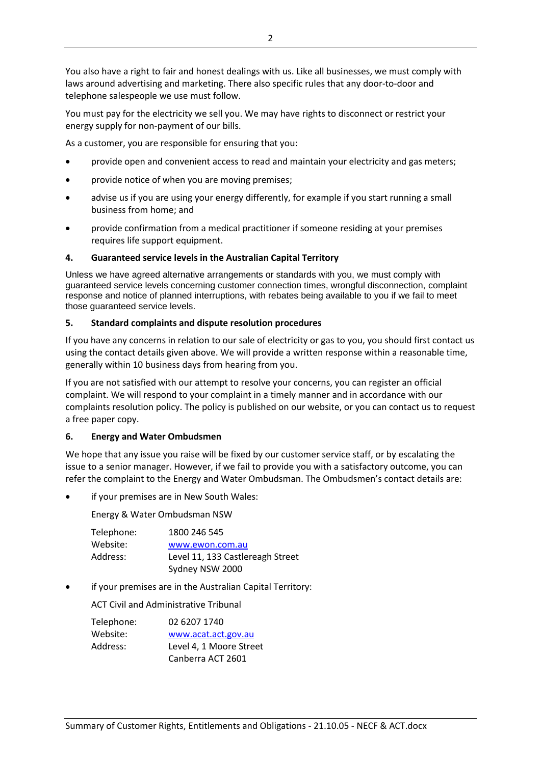You also have a right to fair and honest dealings with us. Like all businesses, we must comply with laws around advertising and marketing. There also specific rules that any door-to-door and telephone salespeople we use must follow.

You must pay for the electricity we sell you. We may have rights to disconnect or restrict your energy supply for non-payment of our bills.

As a customer, you are responsible for ensuring that you:

- provide open and convenient access to read and maintain your electricity and gas meters;
- provide notice of when you are moving premises;
- advise us if you are using your energy differently, for example if you start running a small business from home; and
- provide confirmation from a medical practitioner if someone residing at your premises requires life support equipment.

## 4. Guaranteed service levels in the Australian Capital Territory

Unless we have agreed alternative arrangements or standards with you, we must comply with guaranteed service levels concerning customer connection times, wrongful disconnection, complaint response and notice of planned interruptions, with rebates being available to you if we fail to meet those guaranteed service levels.

## 5. Standard complaints and dispute resolution procedures

If you have any concerns in relation to our sale of electricity or gas to you, you should first contact us using the contact details given above. We will provide a written response within a reasonable time, generally within 10 business days from hearing from you.

If you are not satisfied with our attempt to resolve your concerns, you can register an official complaint. We will respond to your complaint in a timely manner and in accordance with our complaints resolution policy. The policy is published on our website, or you can contact us to request a free paper copy.

## 6. Energy and Water Ombudsmen

We hope that any issue you raise will be fixed by our customer service staff, or by escalating the issue to a senior manager. However, if we fail to provide you with a satisfactory outcome, you can refer the complaint to the Energy and Water Ombudsman. The Ombudsmen's contact details are:

- if your premises are in New South Wales:

  Energy & Water Ombudsman NSW

  Telephone: 1800 246 545
  Website: www.ewon.com.au
  Address: Level 11, 133 Castlereagh Street
  Sydney NSW 2000

- if your premises are in the Australian Capital Territory:

  ACT Civil and Administrative Tribunal

  Telephone: 02 6207 1740
  Website: www.acat.act.gov.au
  Address: Level 4, 1 Moore Street
  Canberra ACT 2601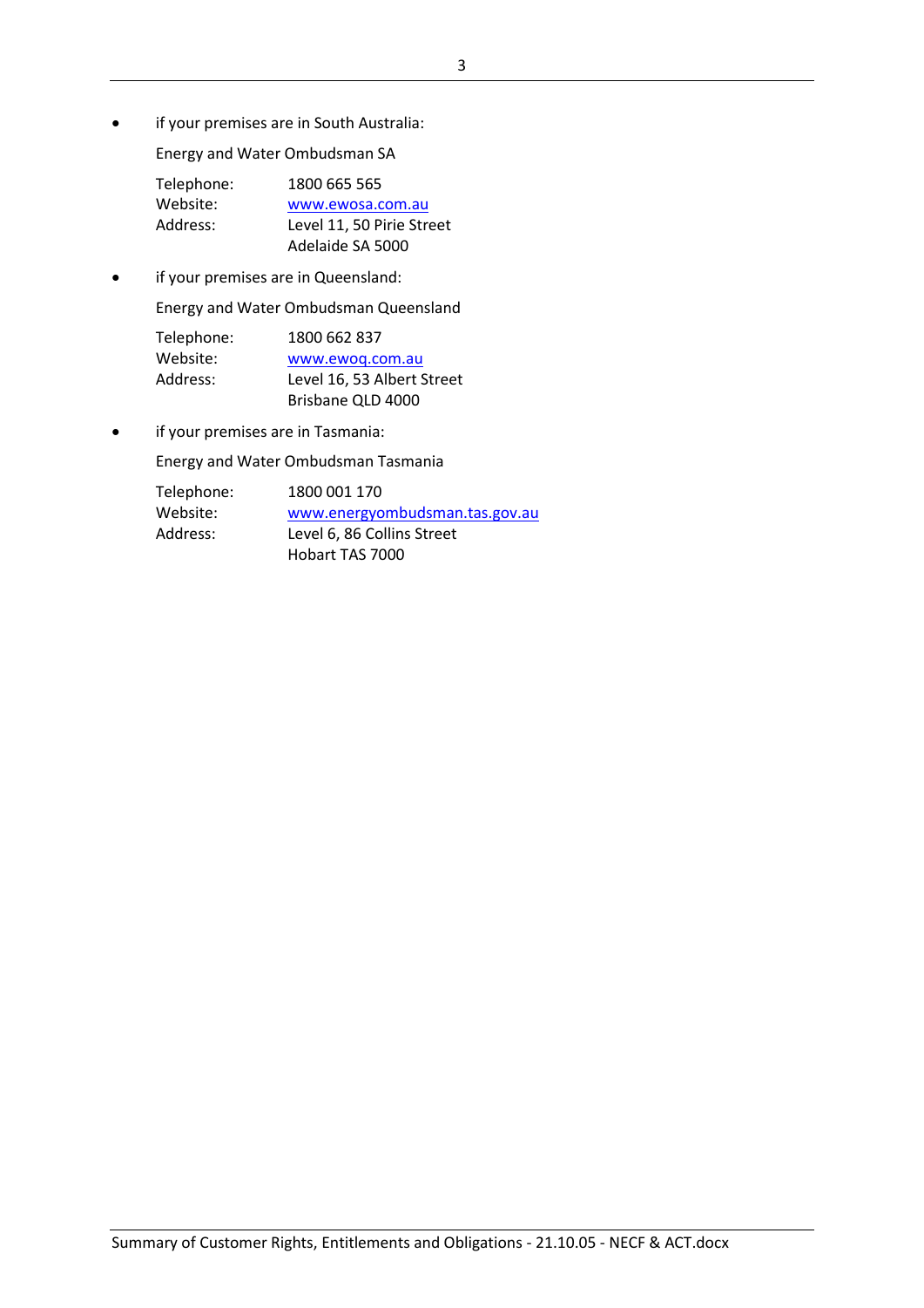- if your premises are in South Australia:

  Energy and Water Ombudsman SA

  Telephone: 1800 665 565
  Website: www.ewosa.com.au
  Address: Level 11, 50 Pirie Street
  Adelaide SA 5000

- if your premises are in Queensland:

  Energy and Water Ombudsman Queensland

  Telephone: 1800 662 837
  Website: www.ewoq.com.au
  Address: Level 16, 53 Albert Street
  Brisbane QLD 4000

- if your premises are in Tasmania:

  Energy and Water Ombudsman Tasmania

  Telephone: 1800 001 170
  Website: www.energyombudsman.tas.gov.au
  Address: Level 6, 86 Collins Street
  Hobart TAS 7000